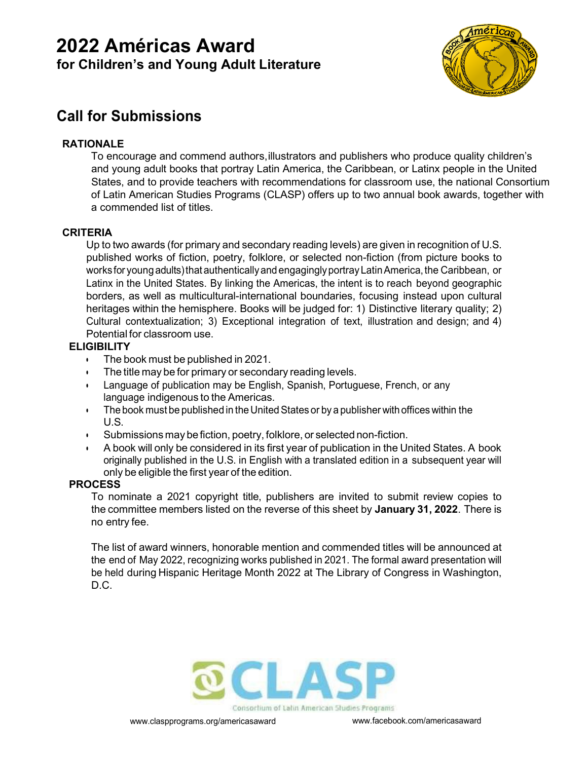# 2022 Américas Award

**for Children's and Young Adult Literature**

## Call for Submissions

### RATIONALE

To encourage and commend authors, illustrators and publishers who produce quality children's and young adult books that portray Latin America, the Caribbean, or Latinx people in the United States, and to provide teachers with recommendations for classroom use, the national Consortium of Latin American Studies Programs (CLASP) offers up to two annual book awards, together with a commended list of titles.

### CRITERIA

Up to two awards (for primary and secondary reading levels) are given in recognition of U.S. published works of fiction, poetry, folklore, or selected non-fiction (from picture books to works for young adults) that authentically and engagingly portray Latin America, the Caribbean, or Latinx in the United States. By linking the Americas, the intent is to reach beyond geographic borders, as well as multicultural-international boundaries, focusing instead upon cultural heritages within the hemisphere. Books will be judged for: 1) Distinctive literary quality; 2) Cultural contextualization; 3) Exceptional integration of text, illustration and design; and 4) Potential for classroom use.

### ELIGIBILITY

- The book must be published in 2021.
- The title may be for primary or secondary reading levels.
- Language of publication may be English, Spanish, Portuguese, French, or any language indigenous to the Americas.
- The book must be published in the United States or by a publisher with offices within the U.S.
- Submissions may be fiction, poetry, folklore, or selected non-fiction.
- A book will only be considered in its first year of publication in the United States. A book originally published in the U.S. in English with a translated edition in a subsequent year will only be eligible the first year of the edition.

### PROCESS

To nominate a 2021 copyright title, publishers are invited to submit review copies to the committee members listed on the reverse of this sheet by **January 31, 2022**. There is no entry fee.

The list of award winners, honorable mention and commended titles will be announced at the end of May 2022, recognizing works published in 2021. The formal award presentation will be held during Hispanic Heritage Month 2022 at The Library of Congress in Washington, D.C.

CLASP

Consortium of Latin American Studies Programs

www.claspprograms.org/americasaward www.facebook.com/americasaward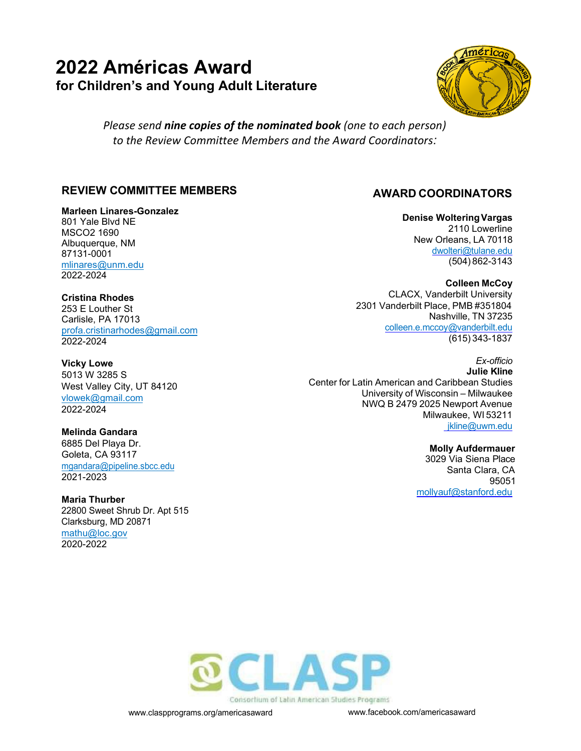# 2022 Américas Award

## for Children's and Young Adult Literature

*Please send **nine copies of the nominated book** (one to each person) to the Review Committee Members and the Award Coordinators:*

### REVIEW COMMITTEE MEMBERS

**Marleen Linares-Gonzalez**
801 Yale Blvd NE
MSCO2 1690
Albuquerque, NM
87131-0001
mlinares@unm.edu
2022-2024

**Cristina Rhodes**
253 E Louther St
Carlisle, PA 17013
profa.cristinarhodes@gmail.com
2022-2024

**Vicky Lowe**
5013 W 3285 S
West Valley City, UT 84120
vlowek@gmail.com
2022-2024

**Melinda Gandara**
6885 Del Playa Dr.
Goleta, CA 93117
mgandara@pipeline.sbcc.edu
2021-2023

**Maria Thurber**
22800 Sweet Shrub Dr. Apt 515
Clarksburg, MD 20871
mathu@loc.gov
2020-2022

### AWARD COORDINATORS

**Denise Woltering Vargas**
2110 Lowerline
New Orleans, LA 70118
dwolteri@tulane.edu
(504) 862-3143

**Colleen McCoy**
CLACX, Vanderbilt University
2301 Vanderbilt Place, PMB #351804
Nashville, TN 37235
colleen.e.mccoy@vanderbilt.edu
(615) 343-1837

*Ex-officio*
**Julie Kline**
Center for Latin American and Caribbean Studies
University of Wisconsin – Milwaukee
NWQ B 2479 2025 Newport Avenue
Milwaukee, WI 53211
jkline@uwm.edu

**Molly Aufdermauer**
3029 Via Siena Place
Santa Clara, CA
95051
mollyauf@stanford.edu

CLASP
Consortium of Latin American Studies Programs

www.claspprograms.org/americasaward
www.facebook.com/americasaward